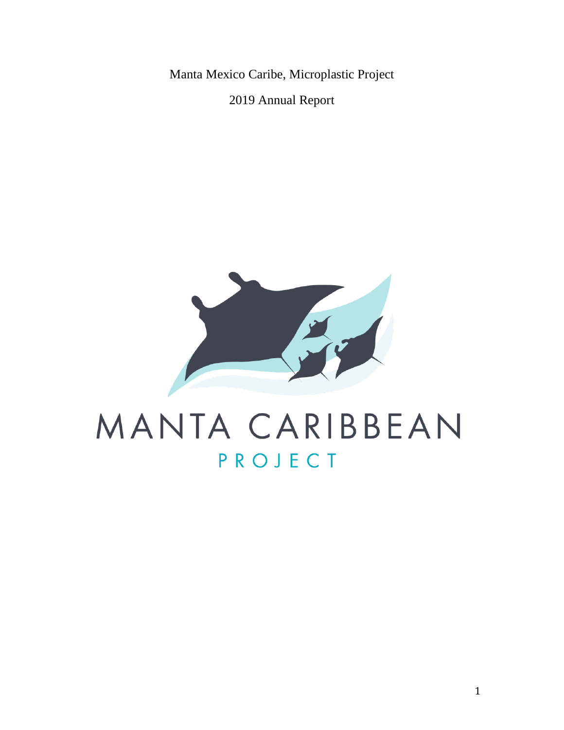Manta Mexico Caribe, Microplastic Project

2019 Annual Report

MANTA CARIBBEAN

PROJECT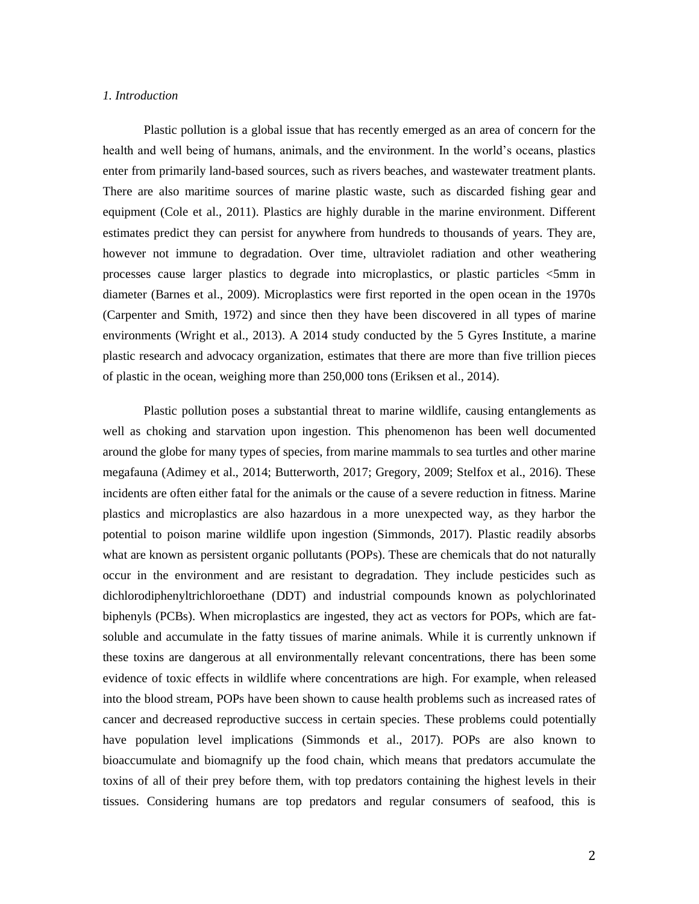*1. Introduction*

Plastic pollution is a global issue that has recently emerged as an area of concern for the health and well being of humans, animals, and the environment. In the world's oceans, plastics enter from primarily land-based sources, such as rivers beaches, and wastewater treatment plants. There are also maritime sources of marine plastic waste, such as discarded fishing gear and equipment (Cole et al., 2011). Plastics are highly durable in the marine environment. Different estimates predict they can persist for anywhere from hundreds to thousands of years. They are, however not immune to degradation. Over time, ultraviolet radiation and other weathering processes cause larger plastics to degrade into microplastics, or plastic particles <5mm in diameter (Barnes et al., 2009). Microplastics were first reported in the open ocean in the 1970s (Carpenter and Smith, 1972) and since then they have been discovered in all types of marine environments (Wright et al., 2013). A 2014 study conducted by the 5 Gyres Institute, a marine plastic research and advocacy organization, estimates that there are more than five trillion pieces of plastic in the ocean, weighing more than 250,000 tons (Eriksen et al., 2014).

Plastic pollution poses a substantial threat to marine wildlife, causing entanglements as well as choking and starvation upon ingestion. This phenomenon has been well documented around the globe for many types of species, from marine mammals to sea turtles and other marine megafauna (Adimey et al., 2014; Butterworth, 2017; Gregory, 2009; Stelfox et al., 2016). These incidents are often either fatal for the animals or the cause of a severe reduction in fitness. Marine plastics and microplastics are also hazardous in a more unexpected way, as they harbor the potential to poison marine wildlife upon ingestion (Simmonds, 2017). Plastic readily absorbs what are known as persistent organic pollutants (POPs). These are chemicals that do not naturally occur in the environment and are resistant to degradation. They include pesticides such as dichlorodiphenyltrichloroethane (DDT) and industrial compounds known as polychlorinated biphenyls (PCBs). When microplastics are ingested, they act as vectors for POPs, which are fat-soluble and accumulate in the fatty tissues of marine animals. While it is currently unknown if these toxins are dangerous at all environmentally relevant concentrations, there has been some evidence of toxic effects in wildlife where concentrations are high. For example, when released into the blood stream, POPs have been shown to cause health problems such as increased rates of cancer and decreased reproductive success in certain species. These problems could potentially have population level implications (Simmonds et al., 2017). POPs are also known to bioaccumulate and biomagnify up the food chain, which means that predators accumulate the toxins of all of their prey before them, with top predators containing the highest levels in their tissues. Considering humans are top predators and regular consumers of seafood, this is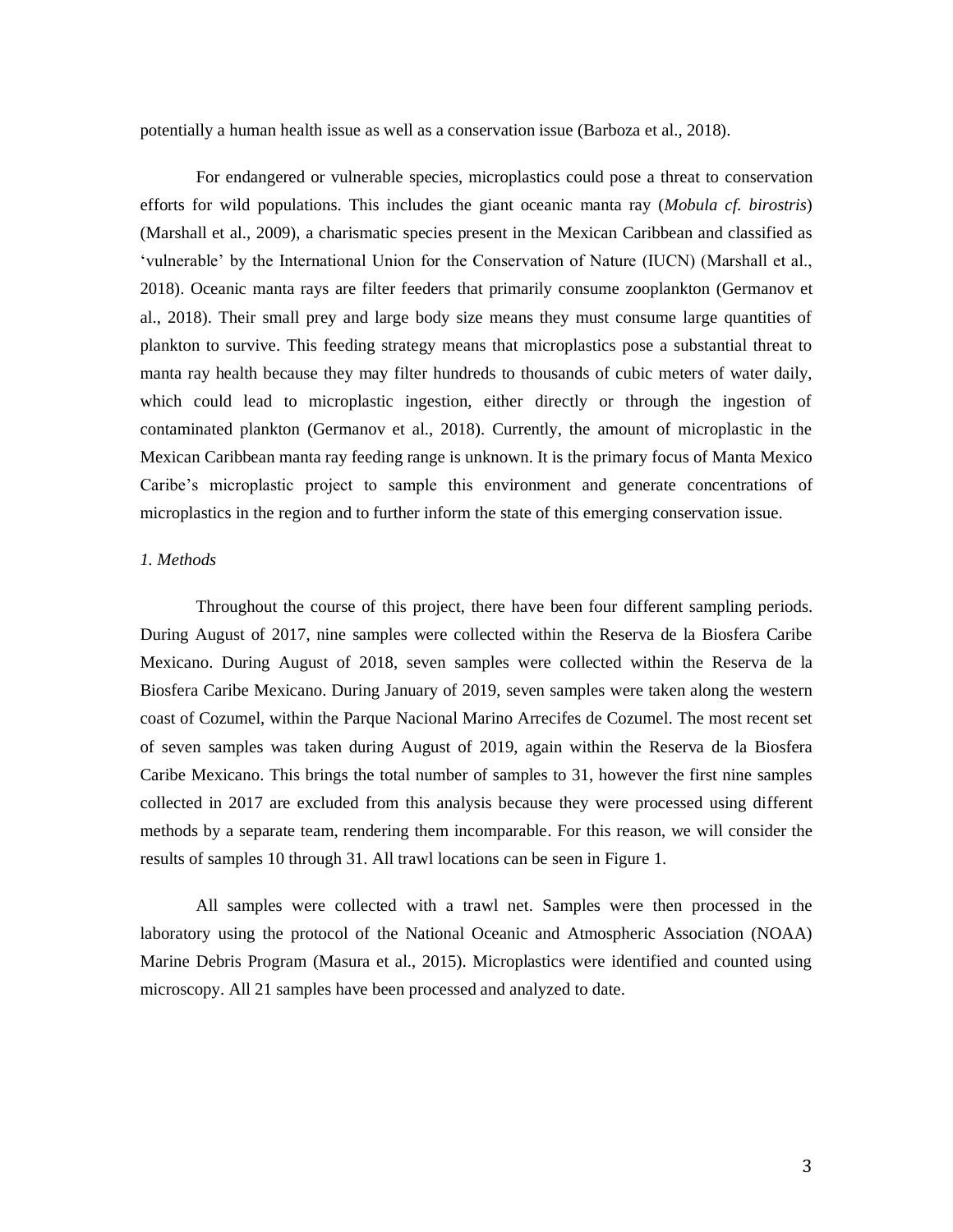potentially a human health issue as well as a conservation issue (Barboza et al., 2018).

For endangered or vulnerable species, microplastics could pose a threat to conservation efforts for wild populations. This includes the giant oceanic manta ray (*Mobula cf. birostris*) (Marshall et al., 2009), a charismatic species present in the Mexican Caribbean and classified as 'vulnerable' by the International Union for the Conservation of Nature (IUCN) (Marshall et al., 2018). Oceanic manta rays are filter feeders that primarily consume zooplankton (Germanov et al., 2018). Their small prey and large body size means they must consume large quantities of plankton to survive. This feeding strategy means that microplastics pose a substantial threat to manta ray health because they may filter hundreds to thousands of cubic meters of water daily, which could lead to microplastic ingestion, either directly or through the ingestion of contaminated plankton (Germanov et al., 2018). Currently, the amount of microplastic in the Mexican Caribbean manta ray feeding range is unknown. It is the primary focus of Manta Mexico Caribe's microplastic project to sample this environment and generate concentrations of microplastics in the region and to further inform the state of this emerging conservation issue.

*1. Methods*

Throughout the course of this project, there have been four different sampling periods. During August of 2017, nine samples were collected within the Reserva de la Biosfera Caribe Mexicano. During August of 2018, seven samples were collected within the Reserva de la Biosfera Caribe Mexicano. During January of 2019, seven samples were taken along the western coast of Cozumel, within the Parque Nacional Marino Arrecifes de Cozumel. The most recent set of seven samples was taken during August of 2019, again within the Reserva de la Biosfera Caribe Mexicano. This brings the total number of samples to 31, however the first nine samples collected in 2017 are excluded from this analysis because they were processed using different methods by a separate team, rendering them incomparable. For this reason, we will consider the results of samples 10 through 31. All trawl locations can be seen in Figure 1.

All samples were collected with a trawl net. Samples were then processed in the laboratory using the protocol of the National Oceanic and Atmospheric Association (NOAA) Marine Debris Program (Masura et al., 2015). Microplastics were identified and counted using microscopy. All 21 samples have been processed and analyzed to date.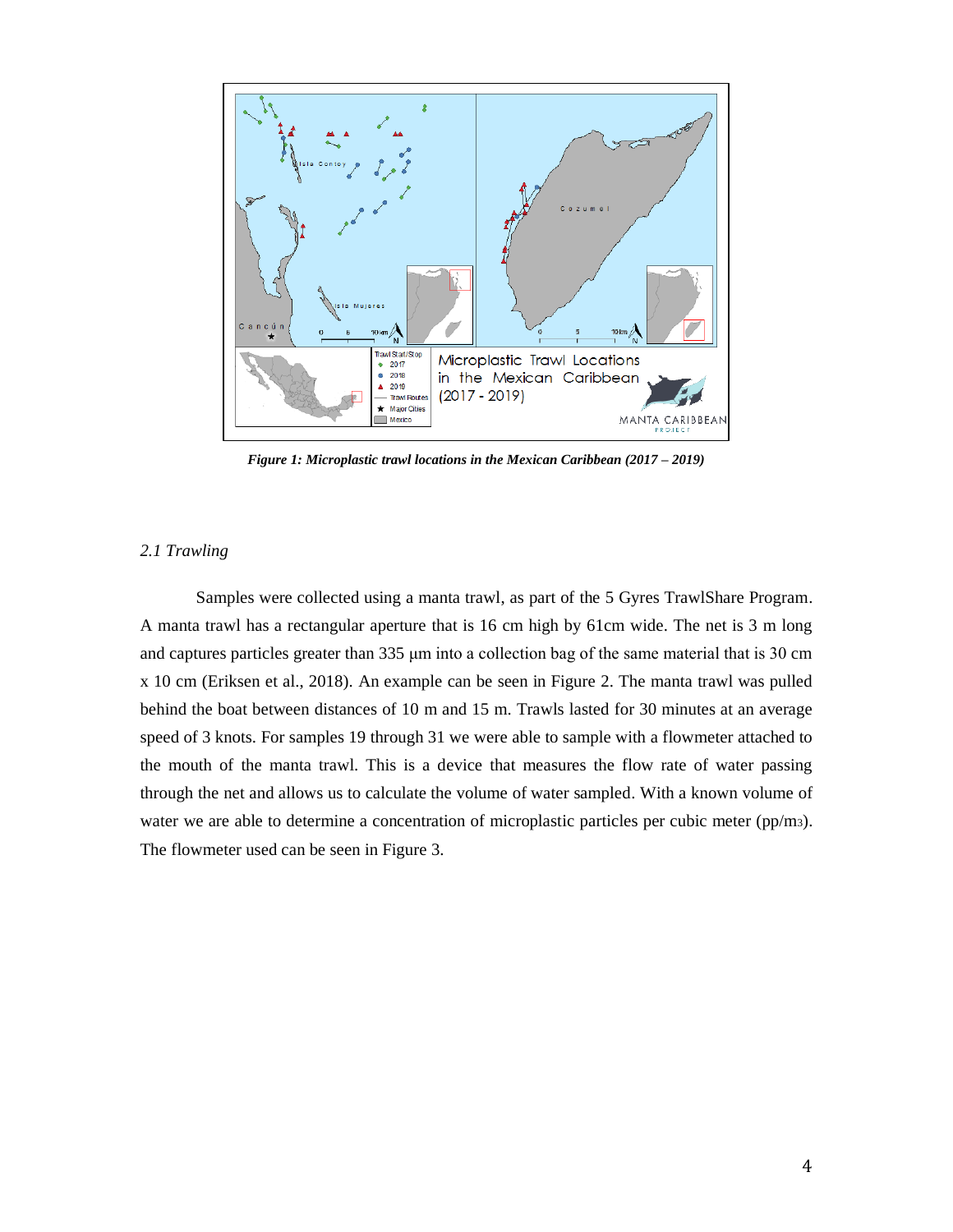*Figure 1: Microplastic trawl locations in the Mexican Caribbean (2017 – 2019)*

### *2.1 Trawling*

Samples were collected using a manta trawl, as part of the 5 Gyres TrawlShare Program. A manta trawl has a rectangular aperture that is 16 cm high by 61cm wide. The net is 3 m long and captures particles greater than 335 μm into a collection bag of the same material that is 30 cm x 10 cm (Eriksen et al., 2018). An example can be seen in Figure 2. The manta trawl was pulled behind the boat between distances of 10 m and 15 m. Trawls lasted for 30 minutes at an average speed of 3 knots. For samples 19 through 31 we were able to sample with a flowmeter attached to the mouth of the manta trawl. This is a device that measures the flow rate of water passing through the net and allows us to calculate the volume of water sampled. With a known volume of water we are able to determine a concentration of microplastic particles per cubic meter (pp/$m^3$). The flowmeter used can be seen in Figure 3.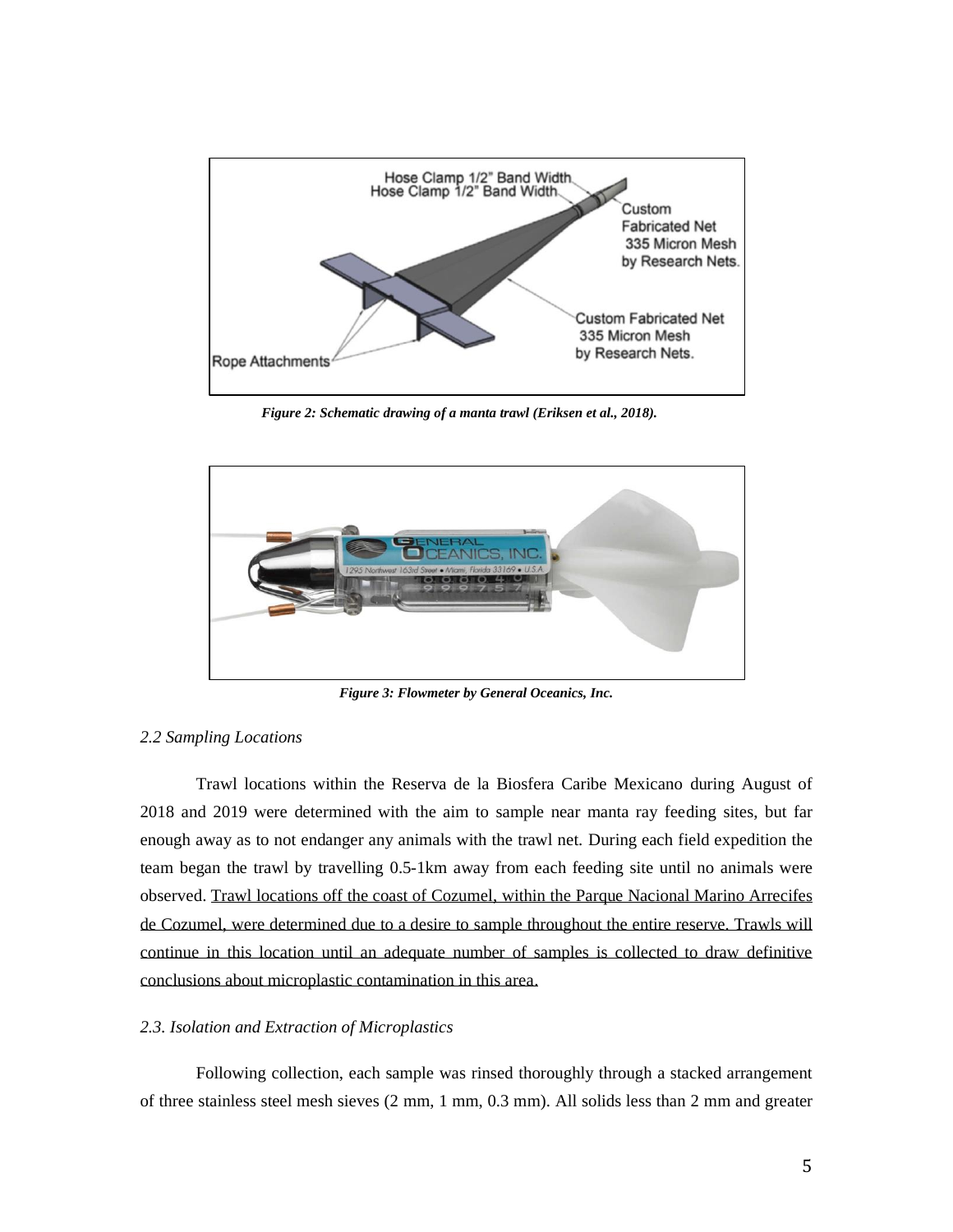Figure 2: Schematic drawing of a manta trawl (Eriksen et al., 2018).

Figure 3: Flowmeter by General Oceanics, Inc.

*2.2 Sampling Locations*

Trawl locations within the Reserva de la Biosfera Caribe Mexicano during August of 2018 and 2019 were determined with the aim to sample near manta ray feeding sites, but far enough away as to not endanger any animals with the trawl net. During each field expedition the team began the trawl by travelling 0.5-1km away from each feeding site until no animals were observed. Trawl locations off the coast of Cozumel, within the Parque Nacional Marino Arrecifes de Cozumel, were determined due to a desire to sample throughout the entire reserve. Trawls will continue in this location until an adequate number of samples is collected to draw definitive conclusions about microplastic contamination in this area.

*2.3. Isolation and Extraction of Microplastics*

Following collection, each sample was rinsed thoroughly through a stacked arrangement of three stainless steel mesh sieves (2 mm, 1 mm, 0.3 mm). All solids less than 2 mm and greater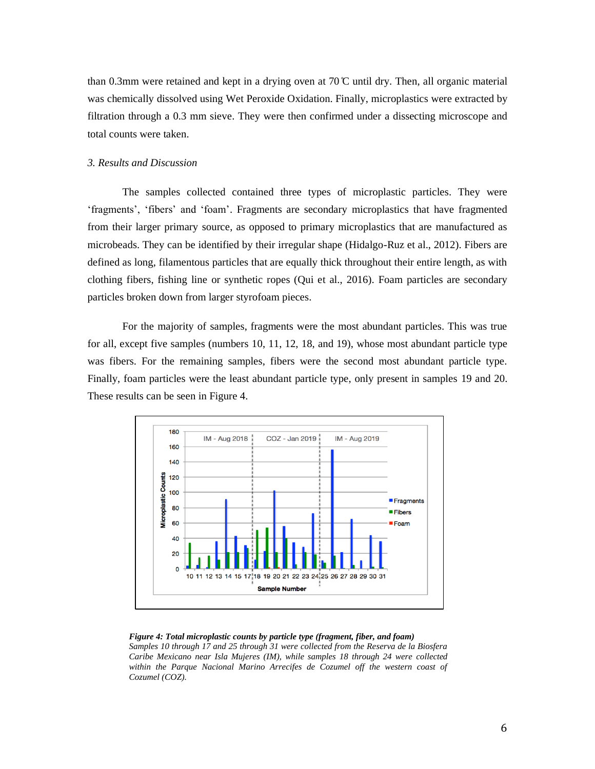than 0.3mm were retained and kept in a drying oven at 70℃ until dry. Then, all organic material was chemically dissolved using Wet Peroxide Oxidation. Finally, microplastics were extracted by filtration through a 0.3 mm sieve. They were then confirmed under a dissecting microscope and total counts were taken.

### *3. Results and Discussion*

The samples collected contained three types of microplastic particles. They were 'fragments', 'fibers' and 'foam'. Fragments are secondary microplastics that have fragmented from their larger primary source, as opposed to primary microplastics that are manufactured as microbeads. They can be identified by their irregular shape (Hidalgo-Ruz et al., 2012). Fibers are defined as long, filamentous particles that are equally thick throughout their entire length, as with clothing fibers, fishing line or synthetic ropes (Qui et al., 2016). Foam particles are secondary particles broken down from larger styrofoam pieces.

For the majority of samples, fragments were the most abundant particles. This was true for all, except five samples (numbers 10, 11, 12, 18, and 19), whose most abundant particle type was fibers. For the remaining samples, fibers were the second most abundant particle type. Finally, foam particles were the least abundant particle type, only present in samples 19 and 20. These results can be seen in Figure 4.

***Figure 4: Total microplastic counts by particle type (fragment, fiber, and foam)***
*Samples 10 through 17 and 25 through 31 were collected from the Reserva de la Biosfera Caribe Mexicano near Isla Mujeres (IM), while samples 18 through 24 were collected within the Parque Nacional Marino Arrecifes de Cozumel off the western coast of Cozumel (COZ).*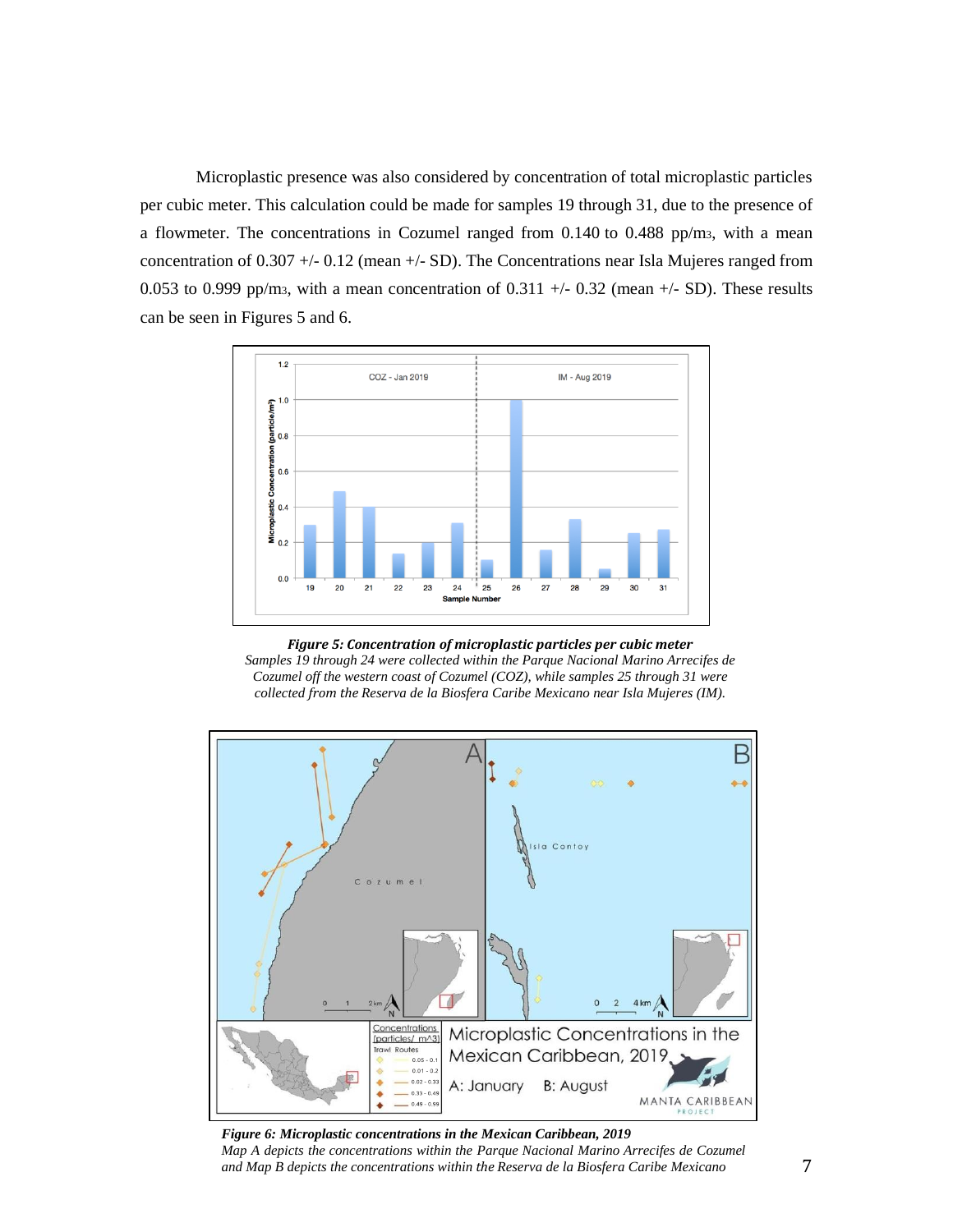Microplastic presence was also considered by concentration of total microplastic particles per cubic meter. This calculation could be made for samples 19 through 31, due to the presence of a flowmeter. The concentrations in Cozumel ranged from 0.140 to 0.488 pp/m3, with a mean concentration of 0.307 +/- 0.12 (mean +/- SD). The Concentrations near Isla Mujeres ranged from 0.053 to 0.999 pp/m3, with a mean concentration of 0.311 +/- 0.32 (mean +/- SD). These results can be seen in Figures 5 and 6.

***Figure 5: Concentration of microplastic particles per cubic meter***
*Samples 19 through 24 were collected within the Parque Nacional Marino Arrecifes de Cozumel off the western coast of Cozumel (COZ), while samples 25 through 31 were collected from the Reserva de la Biosfera Caribe Mexicano near Isla Mujeres (IM).*

***Figure 6: Microplastic concentrations in the Mexican Caribbean, 2019***
*Map A depicts the concentrations within the Parque Nacional Marino Arrecifes de Cozumel and Map B depicts the concentrations within the Reserva de la Biosfera Caribe Mexicano*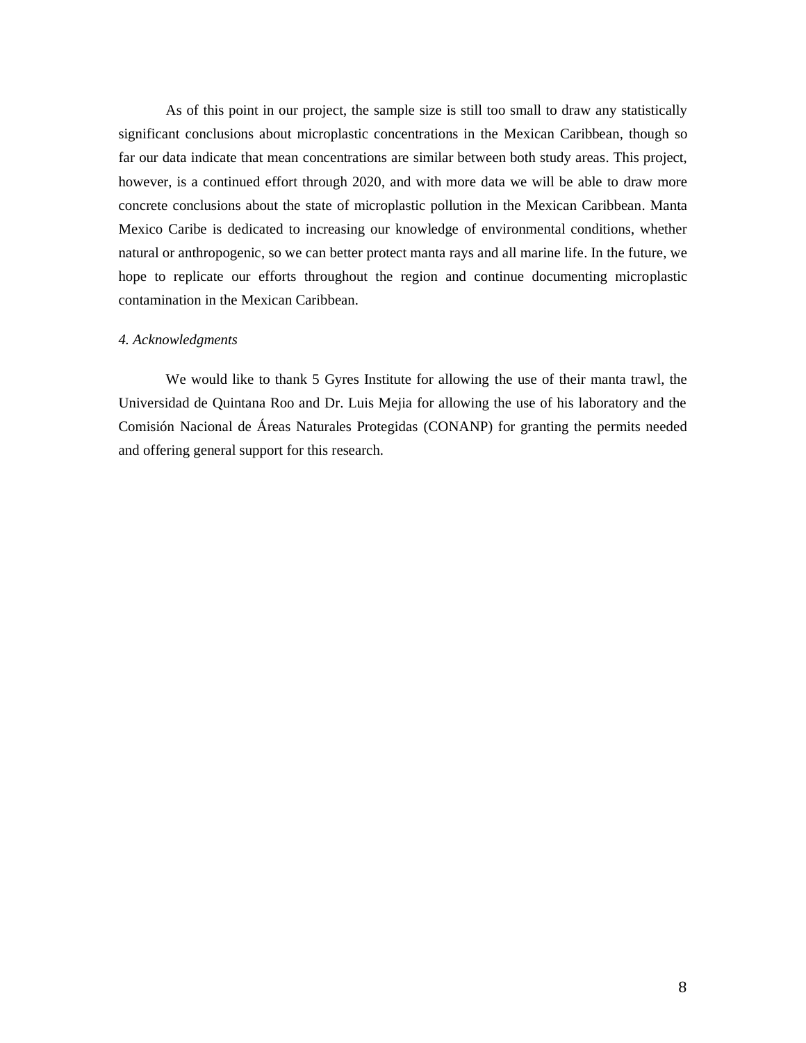As of this point in our project, the sample size is still too small to draw any statistically significant conclusions about microplastic concentrations in the Mexican Caribbean, though so far our data indicate that mean concentrations are similar between both study areas. This project, however, is a continued effort through 2020, and with more data we will be able to draw more concrete conclusions about the state of microplastic pollution in the Mexican Caribbean. Manta Mexico Caribe is dedicated to increasing our knowledge of environmental conditions, whether natural or anthropogenic, so we can better protect manta rays and all marine life. In the future, we hope to replicate our efforts throughout the region and continue documenting microplastic contamination in the Mexican Caribbean.

### *4. Acknowledgments*

We would like to thank 5 Gyres Institute for allowing the use of their manta trawl, the Universidad de Quintana Roo and Dr. Luis Mejia for allowing the use of his laboratory and the Comisión Nacional de Áreas Naturales Protegidas (CONANP) for granting the permits needed and offering general support for this research.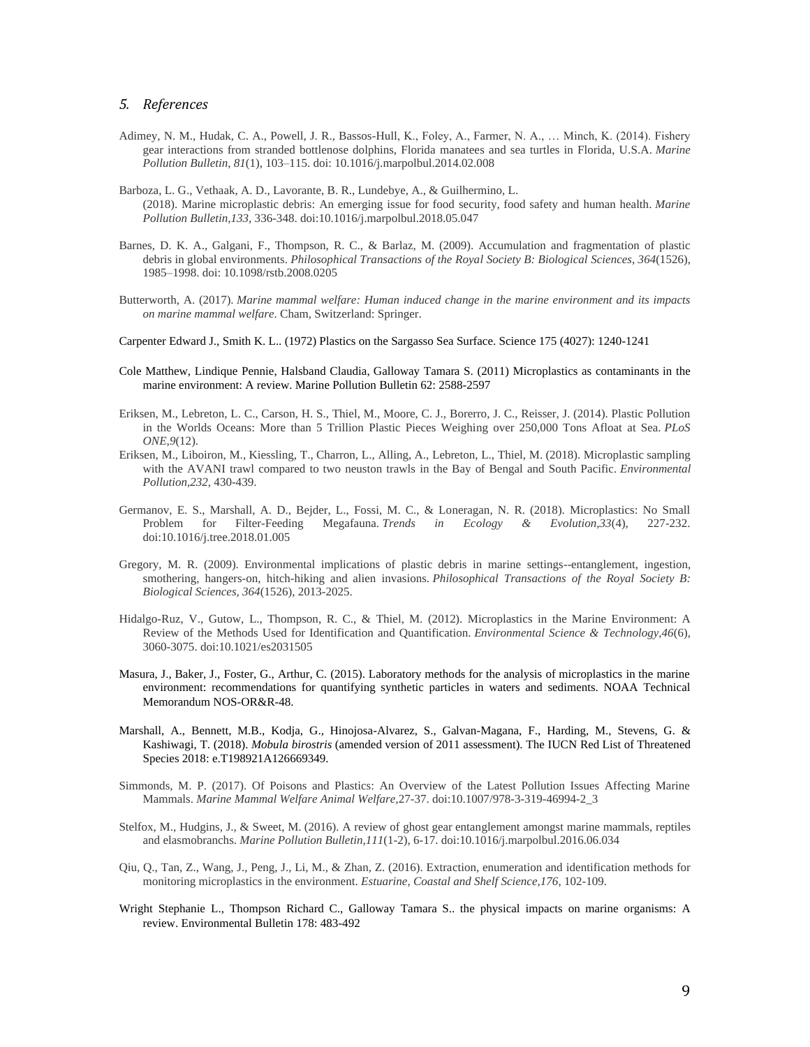## 5. References

Adimey, N. M., Hudak, C. A., Powell, J. R., Bassos-Hull, K., Foley, A., Farmer, N. A., … Minch, K. (2014). Fishery gear interactions from stranded bottlenose dolphins, Florida manatees and sea turtles in Florida, U.S.A. *Marine Pollution Bulletin*, *81*(1), 103–115. doi: 10.1016/j.marpolbul.2014.02.008

Barboza, L. G., Vethaak, A. D., Lavorante, B. R., Lundebye, A., & Guilhermino, L. (2018). Marine microplastic debris: An emerging issue for food security, food safety and human health. *Marine Pollution Bulletin,133*, 336-348. doi:10.1016/j.marpolbul.2018.05.047

Barnes, D. K. A., Galgani, F., Thompson, R. C., & Barlaz, M. (2009). Accumulation and fragmentation of plastic debris in global environments. *Philosophical Transactions of the Royal Society B: Biological Sciences*, *364*(1526), 1985–1998. doi: 10.1098/rstb.2008.0205

Butterworth, A. (2017). *Marine mammal welfare: Human induced change in the marine environment and its impacts on marine mammal welfare*. Cham, Switzerland: Springer.

Carpenter Edward J., Smith K. L.. (1972) Plastics on the Sargasso Sea Surface. Science 175 (4027): 1240-1241

Cole Matthew, Lindique Pennie, Halsband Claudia, Galloway Tamara S. (2011) Microplastics as contaminants in the marine environment: A review. Marine Pollution Bulletin 62: 2588-2597

Eriksen, M., Lebreton, L. C., Carson, H. S., Thiel, M., Moore, C. J., Borerro, J. C., Reisser, J. (2014). Plastic Pollution in the Worlds Oceans: More than 5 Trillion Plastic Pieces Weighing over 250,000 Tons Afloat at Sea. *PLoS ONE,9*(12).

Eriksen, M., Liboiron, M., Kiessling, T., Charron, L., Alling, A., Lebreton, L., Thiel, M. (2018). Microplastic sampling with the AVANI trawl compared to two neuston trawls in the Bay of Bengal and South Pacific. *Environmental Pollution,232*, 430-439.

Germanov, E. S., Marshall, A. D., Bejder, L., Fossi, M. C., & Loneragan, N. R. (2018). Microplastics: No Small Problem for Filter-Feeding Megafauna. *Trends in Ecology & Evolution,33*(4), 227-232. doi:10.1016/j.tree.2018.01.005

Gregory, M. R. (2009). Environmental implications of plastic debris in marine settings--entanglement, ingestion, smothering, hangers-on, hitch-hiking and alien invasions. *Philosophical Transactions of the Royal Society B: Biological Sciences, 364*(1526), 2013-2025.

Hidalgo-Ruz, V., Gutow, L., Thompson, R. C., & Thiel, M. (2012). Microplastics in the Marine Environment: A Review of the Methods Used for Identification and Quantification. *Environmental Science & Technology,46*(6), 3060-3075. doi:10.1021/es2031505

Masura, J., Baker, J., Foster, G., Arthur, C. (2015). Laboratory methods for the analysis of microplastics in the marine environment: recommendations for quantifying synthetic particles in waters and sediments. NOAA Technical Memorandum NOS-OR&R-48.

Marshall, A., Bennett, M.B., Kodja, G., Hinojosa-Alvarez, S., Galvan-Magana, F., Harding, M., Stevens, G. & Kashiwagi, T. (2018). *Mobula birostris* (amended version of 2011 assessment). The IUCN Red List of Threatened Species 2018: e.T198921A126669349.

Simmonds, M. P. (2017). Of Poisons and Plastics: An Overview of the Latest Pollution Issues Affecting Marine Mammals. *Marine Mammal Welfare Animal Welfare*,27-37. doi:10.1007/978-3-319-46994-2_3

Stelfox, M., Hudgins, J., & Sweet, M. (2016). A review of ghost gear entanglement amongst marine mammals, reptiles and elasmobranchs. *Marine Pollution Bulletin,111*(1-2), 6-17. doi:10.1016/j.marpolbul.2016.06.034

Qiu, Q., Tan, Z., Wang, J., Peng, J., Li, M., & Zhan, Z. (2016). Extraction, enumeration and identification methods for monitoring microplastics in the environment. *Estuarine, Coastal and Shelf Science,176*, 102-109.

Wright Stephanie L., Thompson Richard C., Galloway Tamara S.. the physical impacts on marine organisms: A review. Environmental Bulletin 178: 483-492